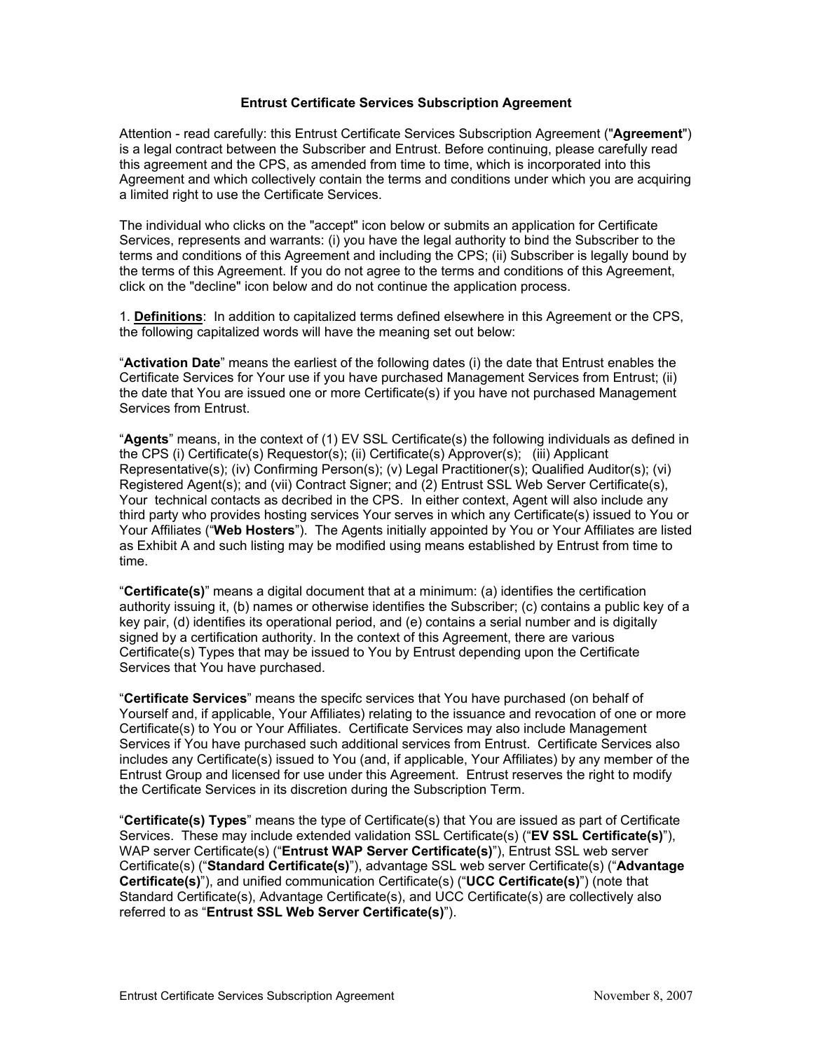# Entrust Certificate Services Subscription Agreement

Attention - read carefully: this Entrust Certificate Services Subscription Agreement ("**Agreement**") is a legal contract between the Subscriber and Entrust. Before continuing, please carefully read this agreement and the CPS, as amended from time to time, which is incorporated into this Agreement and which collectively contain the terms and conditions under which you are acquiring a limited right to use the Certificate Services.

The individual who clicks on the "accept" icon below or submits an application for Certificate Services, represents and warrants: (i) you have the legal authority to bind the Subscriber to the terms and conditions of this Agreement and including the CPS; (ii) Subscriber is legally bound by the terms of this Agreement. If you do not agree to the terms and conditions of this Agreement, click on the "decline" icon below and do not continue the application process.

1. **Definitions**: In addition to capitalized terms defined elsewhere in this Agreement or the CPS, the following capitalized words will have the meaning set out below:

"**Activation Date**" means the earliest of the following dates (i) the date that Entrust enables the Certificate Services for Your use if you have purchased Management Services from Entrust; (ii) the date that You are issued one or more Certificate(s) if you have not purchased Management Services from Entrust.

"**Agents**" means, in the context of (1) EV SSL Certificate(s) the following individuals as defined in the CPS (i) Certificate(s) Requestor(s); (ii) Certificate(s) Approver(s); (iii) Applicant Representative(s); (iv) Confirming Person(s); (v) Legal Practitioner(s); Qualified Auditor(s); (vi) Registered Agent(s); and (vii) Contract Signer; and (2) Entrust SSL Web Server Certificate(s), Your technical contacts as decribed in the CPS. In either context, Agent will also include any third party who provides hosting services Your serves in which any Certificate(s) issued to You or Your Affiliates ("**Web Hosters**"). The Agents initially appointed by You or Your Affiliates are listed as Exhibit A and such listing may be modified using means established by Entrust from time to time.

"**Certificate(s)**" means a digital document that at a minimum: (a) identifies the certification authority issuing it, (b) names or otherwise identifies the Subscriber; (c) contains a public key of a key pair, (d) identifies its operational period, and (e) contains a serial number and is digitally signed by a certification authority. In the context of this Agreement, there are various Certificate(s) Types that may be issued to You by Entrust depending upon the Certificate Services that You have purchased.

"**Certificate Services**" means the specifc services that You have purchased (on behalf of Yourself and, if applicable, Your Affiliates) relating to the issuance and revocation of one or more Certificate(s) to You or Your Affiliates. Certificate Services may also include Management Services if You have purchased such additional services from Entrust. Certificate Services also includes any Certificate(s) issued to You (and, if applicable, Your Affiliates) by any member of the Entrust Group and licensed for use under this Agreement. Entrust reserves the right to modify the Certificate Services in its discretion during the Subscription Term.

"**Certificate(s) Types**" means the type of Certificate(s) that You are issued as part of Certificate Services. These may include extended validation SSL Certificate(s) ("**EV SSL Certificate(s)**"), WAP server Certificate(s) ("**Entrust WAP Server Certificate(s)**"), Entrust SSL web server Certificate(s) ("**Standard Certificate(s)**"), advantage SSL web server Certificate(s) ("**Advantage Certificate(s)**"), and unified communication Certificate(s) ("**UCC Certificate(s)**") (note that Standard Certificate(s), Advantage Certificate(s), and UCC Certificate(s) are collectively also referred to as "**Entrust SSL Web Server Certificate(s)**").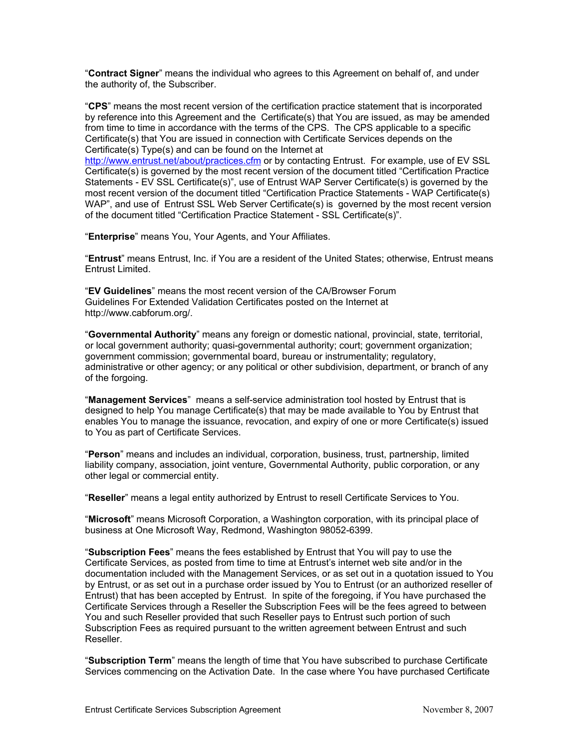"**Contract Signer**" means the individual who agrees to this Agreement on behalf of, and under the authority of, the Subscriber.

"**CPS**" means the most recent version of the certification practice statement that is incorporated by reference into this Agreement and the Certificate(s) that You are issued, as may be amended from time to time in accordance with the terms of the CPS. The CPS applicable to a specific Certificate(s) that You are issued in connection with Certificate Services depends on the Certificate(s) Type(s) and can be found on the Internet at http://www.entrust.net/about/practices.cfm or by contacting Entrust. For example, use of EV SSL Certificate(s) is governed by the most recent version of the document titled "Certification Practice Statements - EV SSL Certificate(s)", use of Entrust WAP Server Certificate(s) is governed by the most recent version of the document titled "Certification Practice Statements - WAP Certificate(s) WAP", and use of Entrust SSL Web Server Certificate(s) is governed by the most recent version of the document titled "Certification Practice Statement - SSL Certificate(s)".

"**Enterprise**" means You, Your Agents, and Your Affiliates.

"**Entrust**" means Entrust, Inc. if You are a resident of the United States; otherwise, Entrust means Entrust Limited.

"**EV Guidelines**" means the most recent version of the CA/Browser Forum Guidelines For Extended Validation Certificates posted on the Internet at http://www.cabforum.org/.

"**Governmental Authority**" means any foreign or domestic national, provincial, state, territorial, or local government authority; quasi-governmental authority; court; government organization; government commission; governmental board, bureau or instrumentality; regulatory, administrative or other agency; or any political or other subdivision, department, or branch of any of the forging.

"**Management Services**" means a self-service administration tool hosted by Entrust that is designed to help You manage Certificate(s) that may be made available to You by Entrust that enables You to manage the issuance, revocation, and expiry of one or more Certificate(s) issued to You as part of Certificate Services.

"**Person**" means and includes an individual, corporation, business, trust, partnership, limited liability company, association, joint venture, Governmental Authority, public corporation, or any other legal or commercial entity.

"**Reseller**" means a legal entity authorized by Entrust to resell Certificate Services to You.

"**Microsoft**" means Microsoft Corporation, a Washington corporation, with its principal place of business at One Microsoft Way, Redmond, Washington 98052-6399.

"**Subscription Fees**" means the fees established by Entrust that You will pay to use the Certificate Services, as posted from time to time at Entrust's internet web site and/or in the documentation included with the Management Services, or as set out in a quotation issued to You by Entrust, or as set out in a purchase order issued by You to Entrust (or an authorized reseller of Entrust) that has been accepted by Entrust. In spite of the foregoing, if You have purchased the Certificate Services through a Reseller the Subscription Fees will be the fees agreed to between You and such Reseller provided that such Reseller pays to Entrust such portion of such Subscription Fees as required pursuant to the written agreement between Entrust and such Reseller.

"**Subscription Term**" means the length of time that You have subscribed to purchase Certificate Services commencing on the Activation Date. In the case where You have purchased Certificate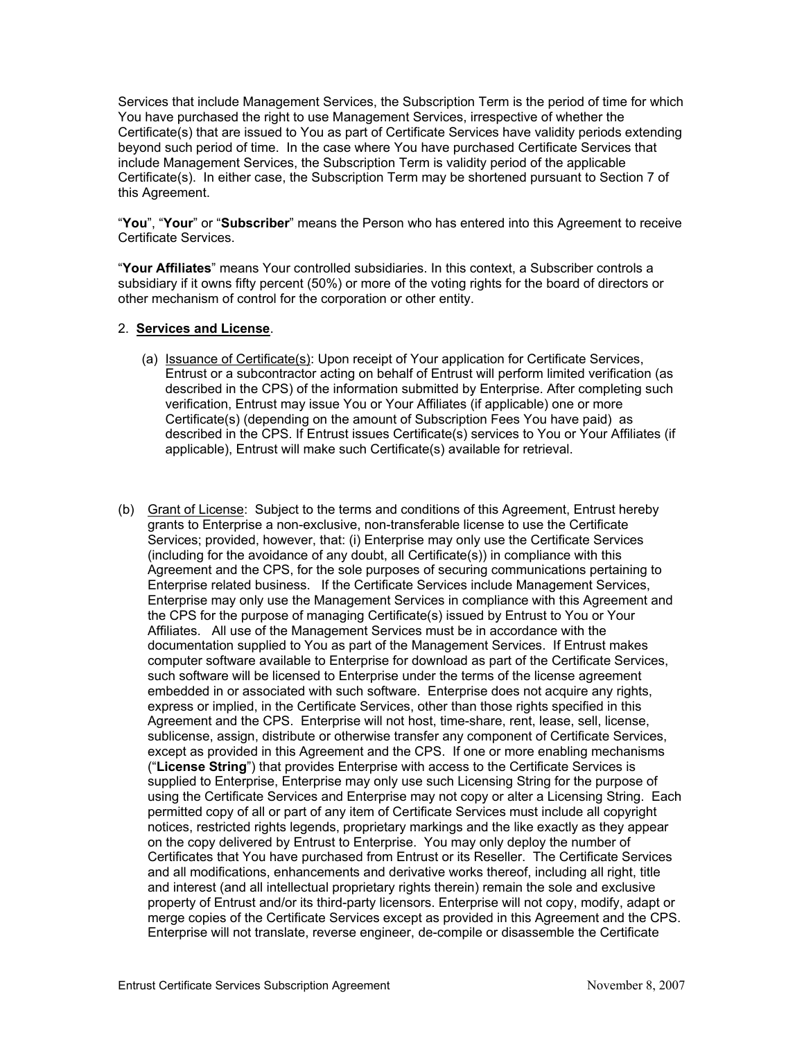Services that include Management Services, the Subscription Term is the period of time for which You have purchased the right to use Management Services, irrespective of whether the Certificate(s) that are issued to You as part of Certificate Services have validity periods extending beyond such period of time. In the case where You have purchased Certificate Services that include Management Services, the Subscription Term is validity period of the applicable Certificate(s). In either case, the Subscription Term may be shortened pursuant to Section 7 of this Agreement.

"**You**", "**Your**" or "**Subscriber**" means the Person who has entered into this Agreement to receive Certificate Services.

"**Your Affiliates**" means Your controlled subsidiaries. In this context, a Subscriber controls a subsidiary if it owns fifty percent (50%) or more of the voting rights for the board of directors or other mechanism of control for the corporation or other entity.

2. **Services and License**.

(a) Issuance of Certificate(s): Upon receipt of Your application for Certificate Services, Entrust or a subcontractor acting on behalf of Entrust will perform limited verification (as described in the CPS) of the information submitted by Enterprise. After completing such verification, Entrust may issue You or Your Affiliates (if applicable) one or more Certificate(s) (depending on the amount of Subscription Fees You have paid) as described in the CPS. If Entrust issues Certificate(s) services to You or Your Affiliates (if applicable), Entrust will make such Certificate(s) available for retrieval.

(b) Grant of License: Subject to the terms and conditions of this Agreement, Entrust hereby grants to Enterprise a non-exclusive, non-transferable license to use the Certificate Services; provided, however, that: (i) Enterprise may only use the Certificate Services (including for the avoidance of any doubt, all Certificate(s)) in compliance with this Agreement and the CPS, for the sole purposes of securing communications pertaining to Enterprise related business. If the Certificate Services include Management Services, Enterprise may only use the Management Services in compliance with this Agreement and the CPS for the purpose of managing Certificate(s) issued by Entrust to You or Your Affiliates. All use of the Management Services must be in accordance with the documentation supplied to You as part of the Management Services. If Entrust makes computer software available to Enterprise for download as part of the Certificate Services, such software will be licensed to Enterprise under the terms of the license agreement embedded in or associated with such software. Enterprise does not acquire any rights, express or implied, in the Certificate Services, other than those rights specified in this Agreement and the CPS. Enterprise will not host, time-share, rent, lease, sell, license, sublicense, assign, distribute or otherwise transfer any component of Certificate Services, except as provided in this Agreement and the CPS. If one or more enabling mechanisms ("**License String**") that provides Enterprise with access to the Certificate Services is supplied to Enterprise, Enterprise may only use such Licensing String for the purpose of using the Certificate Services and Enterprise may not copy or alter a Licensing String. Each permitted copy of all or part of any item of Certificate Services must include all copyright notices, restricted rights legends, proprietary markings and the like exactly as they appear on the copy delivered by Entrust to Enterprise. You may only deploy the number of Certificates that You have purchased from Entrust or its Reseller. The Certificate Services and all modifications, enhancements and derivative works thereof, including all right, title and interest (and all intellectual proprietary rights therein) remain the sole and exclusive property of Entrust and/or its third-party licensors. Enterprise will not copy, modify, adapt or merge copies of the Certificate Services except as provided in this Agreement and the CPS. Enterprise will not translate, reverse engineer, de-compile or disassemble the Certificate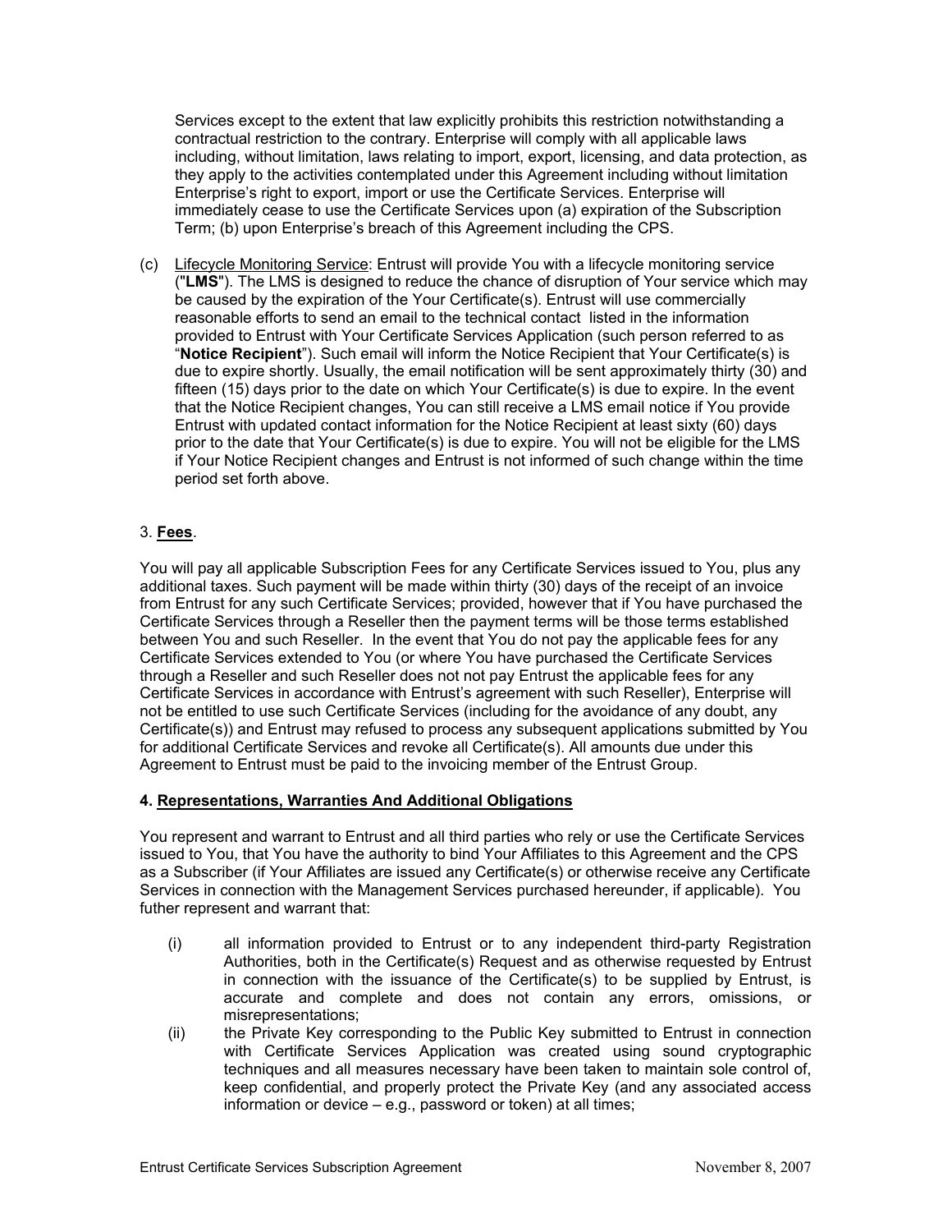Services except to the extent that law explicitly prohibits this restriction notwithstanding a contractual restriction to the contrary. Enterprise will comply with all applicable laws including, without limitation, laws relating to import, export, licensing, and data protection, as they apply to the activities contemplated under this Agreement including without limitation Enterprise's right to export, import or use the Certificate Services. Enterprise will immediately cease to use the Certificate Services upon (a) expiration of the Subscription Term; (b) upon Enterprise's breach of this Agreement including the CPS.

(c) Lifecycle Monitoring Service: Entrust will provide You with a lifecycle monitoring service ("**LMS**"). The LMS is designed to reduce the chance of disruption of Your service which may be caused by the expiration of the Your Certificate(s). Entrust will use commercially reasonable efforts to send an email to the technical contact listed in the information provided to Entrust with Your Certificate Services Application (such person referred to as "**Notice Recipient**"). Such email will inform the Notice Recipient that Your Certificate(s) is due to expire shortly. Usually, the email notification will be sent approximately thirty (30) and fifteen (15) days prior to the date on which Your Certificate(s) is due to expire. In the event that the Notice Recipient changes, You can still receive a LMS email notice if You provide Entrust with updated contact information for the Notice Recipient at least sixty (60) days prior to the date that Your Certificate(s) is due to expire. You will not be eligible for the LMS if Your Notice Recipient changes and Entrust is not informed of such change within the time period set forth above.

3. **Fees**.

You will pay all applicable Subscription Fees for any Certificate Services issued to You, plus any additional taxes. Such payment will be made within thirty (30) days of the receipt of an invoice from Entrust for any such Certificate Services; provided, however that if You have purchased the Certificate Services through a Reseller then the payment terms will be those terms established between You and such Reseller. In the event that You do not pay the applicable fees for any Certificate Services extended to You (or where You have purchased the Certificate Services through a Reseller and such Reseller does not not pay Entrust the applicable fees for any Certificate Services in accordance with Entrust's agreement with such Reseller), Enterprise will not be entitled to use such Certificate Services (including for the avoidance of any doubt, any Certificate(s)) and Entrust may refused to process any subsequent applications submitted by You for additional Certificate Services and revoke all Certificate(s). All amounts due under this Agreement to Entrust must be paid to the invoicing member of the Entrust Group.

**4. Representations, Warranties And Additional Obligations**

You represent and warrant to Entrust and all third parties who rely or use the Certificate Services issued to You, that You have the authority to bind Your Affiliates to this Agreement and the CPS as a Subscriber (if Your Affiliates are issued any Certificate(s) or otherwise receive any Certificate Services in connection with the Management Services purchased hereunder, if applicable). You futher represent and warrant that:

(i) all information provided to Entrust or to any independent third-party Registration Authorities, both in the Certificate(s) Request and as otherwise requested by Entrust in connection with the issuance of the Certificate(s) to be supplied by Entrust, is accurate and complete and does not contain any errors, omissions, or misrepresentations;

(ii) the Private Key corresponding to the Public Key submitted to Entrust in connection with Certificate Services Application was created using sound cryptographic techniques and all measures necessary have been taken to maintain sole control of, keep confidential, and properly protect the Private Key (and any associated access information or device – e.g., password or token) at all times;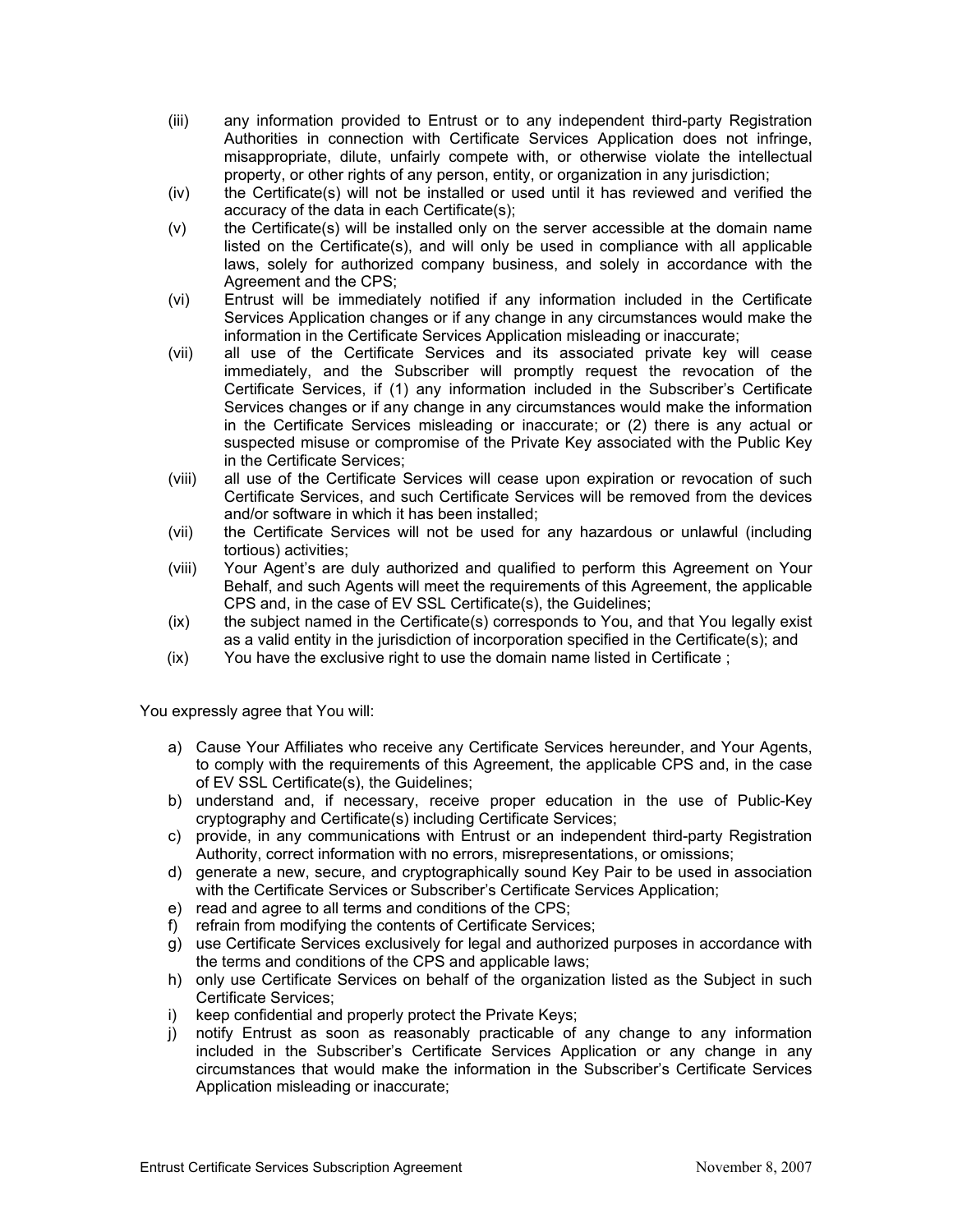(iii) any information provided to Entrust or to any independent third-party Registration Authorities in connection with Certificate Services Application does not infringe, misappropriate, dilute, unfairly compete with, or otherwise violate the intellectual property, or other rights of any person, entity, or organization in any jurisdiction;

(iv) the Certificate(s) will not be installed or used until it has reviewed and verified the accuracy of the data in each Certificate(s);

(v) the Certificate(s) will be installed only on the server accessible at the domain name listed on the Certificate(s), and will only be used in compliance with all applicable laws, solely for authorized company business, and solely in accordance with the Agreement and the CPS;

(vi) Entrust will be immediately notified if any information included in the Certificate Services Application changes or if any change in any circumstances would make the information in the Certificate Services Application misleading or inaccurate;

(vii) all use of the Certificate Services and its associated private key will cease immediately, and the Subscriber will promptly request the revocation of the Certificate Services, if (1) any information included in the Subscriber's Certificate Services changes or if any change in any circumstances would make the information in the Certificate Services misleading or inaccurate; or (2) there is any actual or suspected misuse or compromise of the Private Key associated with the Public Key in the Certificate Services;

(viii) all use of the Certificate Services will cease upon expiration or revocation of such Certificate Services, and such Certificate Services will be removed from the devices and/or software in which it has been installed;

(vii) the Certificate Services will not be used for any hazardous or unlawful (including tortious) activities;

(viii) Your Agent's are duly authorized and qualified to perform this Agreement on Your Behalf, and such Agents will meet the requirements of this Agreement, the applicable CPS and, in the case of EV SSL Certificate(s), the Guidelines;

(ix) the subject named in the Certificate(s) corresponds to You, and that You legally exist as a valid entity in the jurisdiction of incorporation specified in the Certificate(s); and

(ix) You have the exclusive right to use the domain name listed in Certificate ;

You expressly agree that You will:

a) Cause Your Affiliates who receive any Certificate Services hereunder, and Your Agents, to comply with the requirements of this Agreement, the applicable CPS and, in the case of EV SSL Certificate(s), the Guidelines;
b) understand and, if necessary, receive proper education in the use of Public-Key cryptography and Certificate(s) including Certificate Services;
c) provide, in any communications with Entrust or an independent third-party Registration Authority, correct information with no errors, misrepresentations, or omissions;
d) generate a new, secure, and cryptographically sound Key Pair to be used in association with the Certificate Services or Subscriber's Certificate Services Application;
e) read and agree to all terms and conditions of the CPS;
f) refrain from modifying the contents of Certificate Services;
g) use Certificate Services exclusively for legal and authorized purposes in accordance with the terms and conditions of the CPS and applicable laws;
h) only use Certificate Services on behalf of the organization listed as the Subject in such Certificate Services;
i) keep confidential and properly protect the Private Keys;
j) notify Entrust as soon as reasonably practicable of any change to any information included in the Subscriber's Certificate Services Application or any change in any circumstances that would make the information in the Subscriber's Certificate Services Application misleading or inaccurate;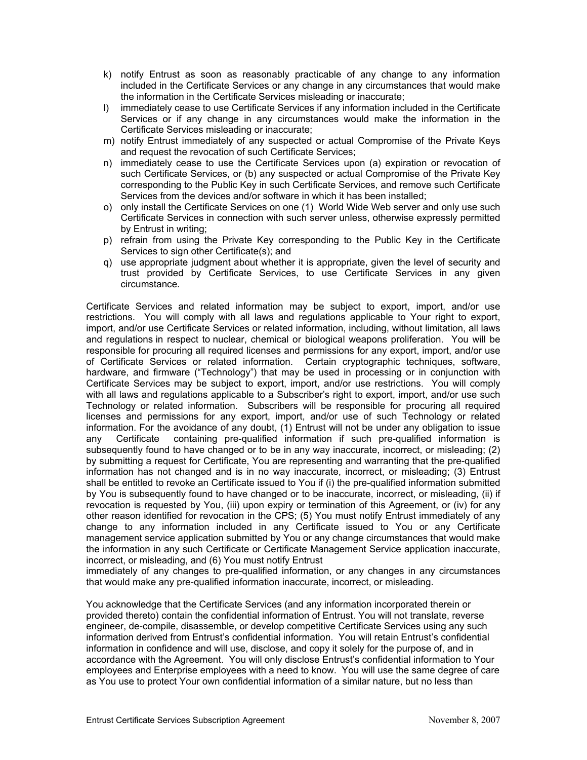k) notify Entrust as soon as reasonably practicable of any change to any information included in the Certificate Services or any change in any circumstances that would make the information in the Certificate Services misleading or inaccurate;
l) immediately cease to use Certificate Services if any information included in the Certificate Services or if any change in any circumstances would make the information in the Certificate Services misleading or inaccurate;
m) notify Entrust immediately of any suspected or actual Compromise of the Private Keys and request the revocation of such Certificate Services;
n) immediately cease to use the Certificate Services upon (a) expiration or revocation of such Certificate Services, or (b) any suspected or actual Compromise of the Private Key corresponding to the Public Key in such Certificate Services, and remove such Certificate Services from the devices and/or software in which it has been installed;
o) only install the Certificate Services on one (1) World Wide Web server and only use such Certificate Services in connection with such server unless, otherwise expressly permitted by Entrust in writing;
p) refrain from using the Private Key corresponding to the Public Key in the Certificate Services to sign other Certificate(s); and
q) use appropriate judgment about whether it is appropriate, given the level of security and trust provided by Certificate Services, to use Certificate Services in any given circumstance.

Certificate Services and related information may be subject to export, import, and/or use restrictions. You will comply with all laws and regulations applicable to Your right to export, import, and/or use Certificate Services or related information, including, without limitation, all laws and regulations in respect to nuclear, chemical or biological weapons proliferation. You will be responsible for procuring all required licenses and permissions for any export, import, and/or use of Certificate Services or related information. Certain cryptographic techniques, software, hardware, and firmware ("Technology") that may be used in processing or in conjunction with Certificate Services may be subject to export, import, and/or use restrictions. You will comply with all laws and regulations applicable to a Subscriber's right to export, import, and/or use such Technology or related information. Subscribers will be responsible for procuring all required licenses and permissions for any export, import, and/or use of such Technology or related information. For the avoidance of any doubt, (1) Entrust will not be under any obligation to issue any Certificate containing pre-qualified information if such pre-qualified information is subsequently found to have changed or to be in any way inaccurate, incorrect, or misleading; (2) by submitting a request for Certificate, You are representing and warranting that the pre-qualified information has not changed and is in no way inaccurate, incorrect, or misleading; (3) Entrust shall be entitled to revoke an Certificate issued to You if (i) the pre-qualified information submitted by You is subsequently found to have changed or to be inaccurate, incorrect, or misleading, (ii) if revocation is requested by You, (iii) upon expiry or termination of this Agreement, or (iv) for any other reason identified for revocation in the CPS; (5) You must notify Entrust immediately of any change to any information included in any Certificate issued to You or any Certificate management service application submitted by You or any change circumstances that would make the information in any such Certificate or Certificate Management Service application inaccurate, incorrect, or misleading, and (6) You must notify Entrust immediately of any changes to pre-qualified information, or any changes in any circumstances that would make any pre-qualified information inaccurate, incorrect, or misleading.

You acknowledge that the Certificate Services (and any information incorporated therein or provided thereto) contain the confidential information of Entrust. You will not translate, reverse engineer, de-compile, disassemble, or develop competitive Certificate Services using any such information derived from Entrust's confidential information. You will retain Entrust's confidential information in confidence and will use, disclose, and copy it solely for the purpose of, and in accordance with the Agreement. You will only disclose Entrust's confidential information to Your employees and Enterprise employees with a need to know. You will use the same degree of care as You use to protect Your own confidential information of a similar nature, but no less than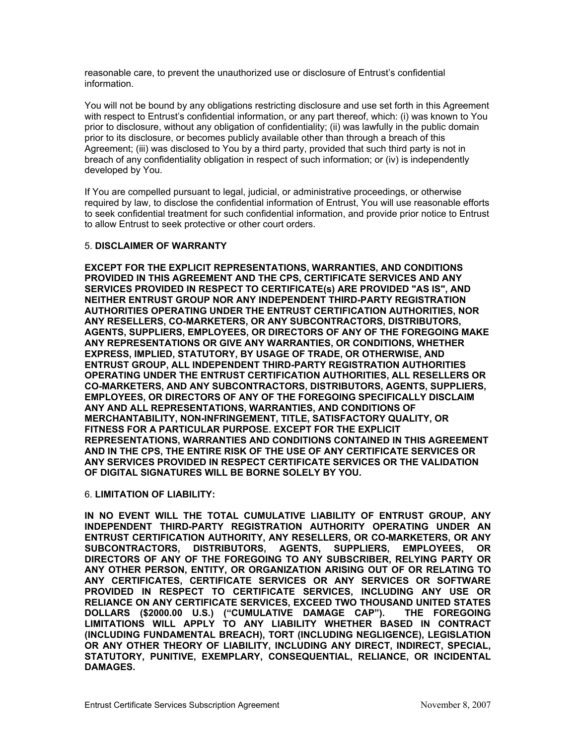reasonable care, to prevent the unauthorized use or disclosure of Entrust's confidential information.

You will not be bound by any obligations restricting disclosure and use set forth in this Agreement with respect to Entrust's confidential information, or any part thereof, which: (i) was known to You prior to disclosure, without any obligation of confidentiality; (ii) was lawfully in the public domain prior to its disclosure, or becomes publicly available other than through a breach of this Agreement; (iii) was disclosed to You by a third party, provided that such third party is not in breach of any confidentiality obligation in respect of such information; or (iv) is independently developed by You.

If You are compelled pursuant to legal, judicial, or administrative proceedings, or otherwise required by law, to disclose the confidential information of Entrust, You will use reasonable efforts to seek confidential treatment for such confidential information, and provide prior notice to Entrust to allow Entrust to seek protective or other court orders.

5. **DISCLAIMER OF WARRANTY**

**EXCEPT FOR THE EXPLICIT REPRESENTATIONS, WARRANTIES, AND CONDITIONS PROVIDED IN THIS AGREEMENT AND THE CPS, CERTIFICATE SERVICES AND ANY SERVICES PROVIDED IN RESPECT TO CERTIFICATE(s) ARE PROVIDED "AS IS", AND NEITHER ENTRUST GROUP NOR ANY INDEPENDENT THIRD-PARTY REGISTRATION AUTHORITIES OPERATING UNDER THE ENTRUST CERTIFICATION AUTHORITIES, NOR ANY RESELLERS, CO-MARKETERS, OR ANY SUBCONTRACTORS, DISTRIBUTORS, AGENTS, SUPPLIERS, EMPLOYEES, OR DIRECTORS OF ANY OF THE FOREGOING MAKE ANY REPRESENTATIONS OR GIVE ANY WARRANTIES, OR CONDITIONS, WHETHER EXPRESS, IMPLIED, STATUTORY, BY USAGE OF TRADE, OR OTHERWISE, AND ENTRUST GROUP, ALL INDEPENDENT THIRD-PARTY REGISTRATION AUTHORITIES OPERATING UNDER THE ENTRUST CERTIFICATION AUTHORITIES, ALL RESELLERS OR CO-MARKETERS, AND ANY SUBCONTRACTORS, DISTRIBUTORS, AGENTS, SUPPLIERS, EMPLOYEES, OR DIRECTORS OF ANY OF THE FOREGOING SPECIFICALLY DISCLAIM ANY AND ALL REPRESENTATIONS, WARRANTIES, AND CONDITIONS OF MERCHANTABILITY, NON-INFRINGEMENT, TITLE, SATISFACTORY QUALITY, OR FITNESS FOR A PARTICULAR PURPOSE. EXCEPT FOR THE EXPLICIT REPRESENTATIONS, WARRANTIES AND CONDITIONS CONTAINED IN THIS AGREEMENT AND IN THE CPS, THE ENTIRE RISK OF THE USE OF ANY CERTIFICATE SERVICES OR ANY SERVICES PROVIDED IN RESPECT CERTIFICATE SERVICES OR THE VALIDATION OF DIGITAL SIGNATURES WILL BE BORNE SOLELY BY YOU.**

6. **LIMITATION OF LIABILITY:**

**IN NO EVENT WILL THE TOTAL CUMULATIVE LIABILITY OF ENTRUST GROUP, ANY INDEPENDENT THIRD-PARTY REGISTRATION AUTHORITY OPERATING UNDER AN ENTRUST CERTIFICATION AUTHORITY, ANY RESELLERS, OR CO-MARKETERS, OR ANY SUBCONTRACTORS, DISTRIBUTORS, AGENTS, SUPPLIERS, EMPLOYEES, OR DIRECTORS OF ANY OF THE FOREGOING TO ANY SUBSCRIBER, RELYING PARTY OR ANY OTHER PERSON, ENTITY, OR ORGANIZATION ARISING OUT OF OR RELATING TO ANY CERTIFICATES, CERTIFICATE SERVICES OR ANY SERVICES OR SOFTWARE PROVIDED IN RESPECT TO CERTIFICATE SERVICES, INCLUDING ANY USE OR RELIANCE ON ANY CERTIFICATE SERVICES, EXCEED TWO THOUSAND UNITED STATES DOLLARS ($2000.00 U.S.) ("CUMULATIVE DAMAGE CAP"). THE FOREGOING LIMITATIONS WILL APPLY TO ANY LIABILITY WHETHER BASED IN CONTRACT (INCLUDING FUNDAMENTAL BREACH), TORT (INCLUDING NEGLIGENCE), LEGISLATION OR ANY OTHER THEORY OF LIABILITY, INCLUDING ANY DIRECT, INDIRECT, SPECIAL, STATUTORY, PUNITIVE, EXEMPLARY, CONSEQUENTIAL, RELIANCE, OR INCIDENTAL DAMAGES.**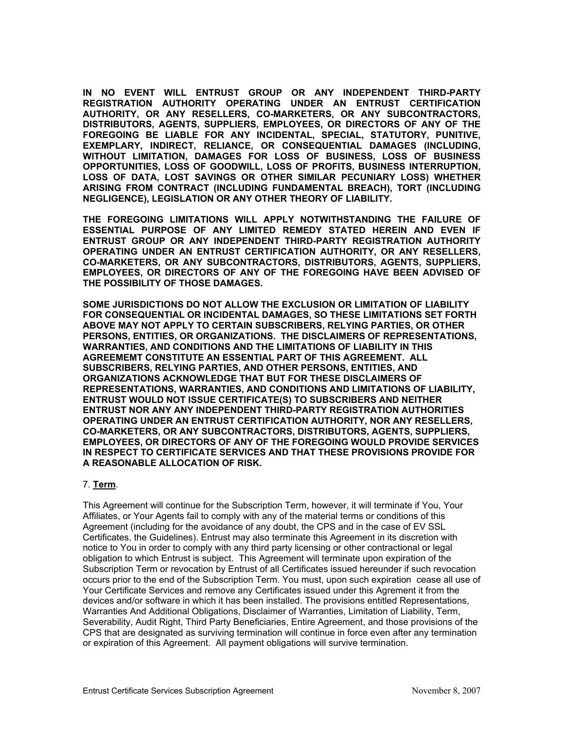**IN NO EVENT WILL ENTRUST GROUP OR ANY INDEPENDENT THIRD-PARTY REGISTRATION AUTHORITY OPERATING UNDER AN ENTRUST CERTIFICATION AUTHORITY, OR ANY RESELLERS, CO-MARKETERS, OR ANY SUBCONTRACTORS, DISTRIBUTORS, AGENTS, SUPPLIERS, EMPLOYEES, OR DIRECTORS OF ANY OF THE FOREGOING BE LIABLE FOR ANY INCIDENTAL, SPECIAL, STATUTORY, PUNITIVE, EXEMPLARY, INDIRECT, RELIANCE, OR CONSEQUENTIAL DAMAGES (INCLUDING, WITHOUT LIMITATION, DAMAGES FOR LOSS OF BUSINESS, LOSS OF BUSINESS OPPORTUNITIES, LOSS OF GOODWILL, LOSS OF PROFITS, BUSINESS INTERRUPTION, LOSS OF DATA, LOST SAVINGS OR OTHER SIMILAR PECUNIARY LOSS) WHETHER ARISING FROM CONTRACT (INCLUDING FUNDAMENTAL BREACH), TORT (INCLUDING NEGLIGENCE), LEGISLATION OR ANY OTHER THEORY OF LIABILITY.**

**THE FOREGOING LIMITATIONS WILL APPLY NOTWITHSTANDING THE FAILURE OF ESSENTIAL PURPOSE OF ANY LIMITED REMEDY STATED HEREIN AND EVEN IF ENTRUST GROUP OR ANY INDEPENDENT THIRD-PARTY REGISTRATION AUTHORITY OPERATING UNDER AN ENTRUST CERTIFICATION AUTHORITY, OR ANY RESELLERS, CO-MARKETERS, OR ANY SUBCONTRACTORS, DISTRIBUTORS, AGENTS, SUPPLIERS, EMPLOYEES, OR DIRECTORS OF ANY OF THE FOREGOING HAVE BEEN ADVISED OF THE POSSIBILITY OF THOSE DAMAGES.**

**SOME JURISDICTIONS DO NOT ALLOW THE EXCLUSION OR LIMITATION OF LIABILITY FOR CONSEQUENTIAL OR INCIDENTAL DAMAGES, SO THESE LIMITATIONS SET FORTH ABOVE MAY NOT APPLY TO CERTAIN SUBSCRIBERS, RELYING PARTIES, OR OTHER PERSONS, ENTITIES, OR ORGANIZATIONS. THE DISCLAIMERS OF REPRESENTATIONS, WARRANTIES, AND CONDITIONS AND THE LIMITATIONS OF LIABILITY IN THIS AGREEMEMT CONSTITUTE AN ESSENTIAL PART OF THIS AGREEMENT. ALL SUBSCRIBERS, RELYING PARTIES, AND OTHER PERSONS, ENTITIES, AND ORGANIZATIONS ACKNOWLEDGE THAT BUT FOR THESE DISCLAIMERS OF REPRESENTATIONS, WARRANTIES, AND CONDITIONS AND LIMITATIONS OF LIABILITY, ENTRUST WOULD NOT ISSUE CERTIFICATE(S) TO SUBSCRIBERS AND NEITHER ENTRUST NOR ANY ANY INDEPENDENT THIRD-PARTY REGISTRATION AUTHORITIES OPERATING UNDER AN ENTRUST CERTIFICATION AUTHORITY, NOR ANY RESELLERS, CO-MARKETERS, OR ANY SUBCONTRACTORS, DISTRIBUTORS, AGENTS, SUPPLIERS, EMPLOYEES, OR DIRECTORS OF ANY OF THE FOREGOING WOULD PROVIDE SERVICES IN RESPECT TO CERTIFICATE SERVICES AND THAT THESE PROVISIONS PROVIDE FOR A REASONABLE ALLOCATION OF RISK.**

7. **Term**.

This Agreement will continue for the Subscription Term, however, it will terminate if You, Your Affiliates, or Your Agents fail to comply with any of the material terms or conditions of this Agreement (including for the avoidance of any doubt, the CPS and in the case of EV SSL Certificates, the Guidelines). Entrust may also terminate this Agreement in its discretion with notice to You in order to comply with any third party licensing or other contractional or legal obligation to which Entrust is subject. This Agreement will terminate upon expiration of the Subscription Term or revocation by Entrust of all Certificates issued hereunder if such revocation occurs prior to the end of the Subscription Term. You must, upon such expiration cease all use of Your Certificate Services and remove any Certificates issued under this Agrement it from the devices and/or software in which it has been installed. The provisions entitled Representations, Warranties And Additional Obligations, Disclaimer of Warranties, Limitation of Liability, Term, Severability, Audit Right, Third Party Beneficiaries, Entire Agreement, and those provisions of the CPS that are designated as surviving termination will continue in force even after any termination or expiration of this Agreement. All payment obligations will survive termination.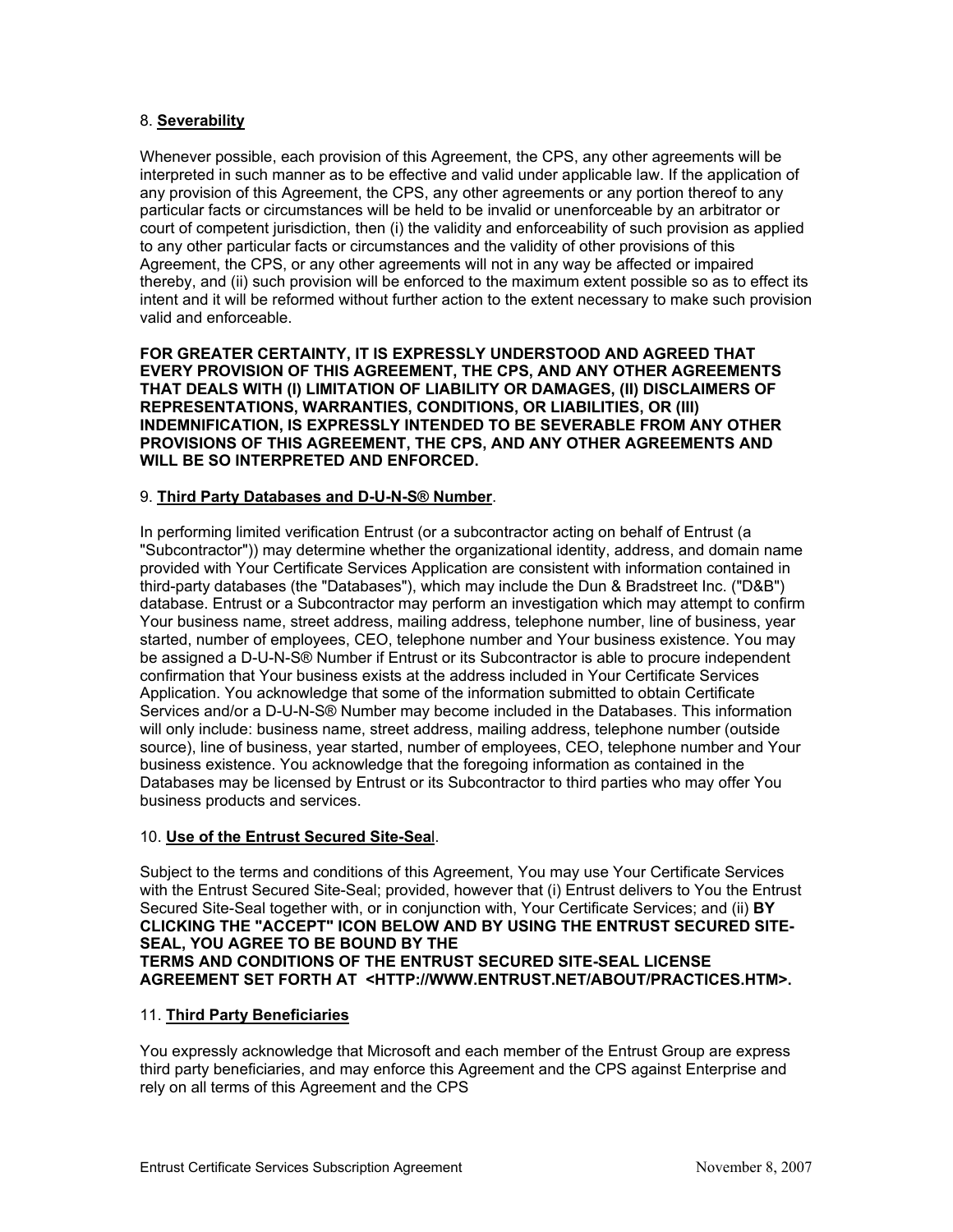8. **Severability**

Whenever possible, each provision of this Agreement, the CPS, any other agreements will be interpreted in such manner as to be effective and valid under applicable law. If the application of any provision of this Agreement, the CPS, any other agreements or any portion thereof to any particular facts or circumstances will be held to be invalid or unenforceable by an arbitrator or court of competent jurisdiction, then (i) the validity and enforceability of such provision as applied to any other particular facts or circumstances and the validity of other provisions of this Agreement, the CPS, or any other agreements will not in any way be affected or impaired thereby, and (ii) such provision will be enforced to the maximum extent possible so as to effect its intent and it will be reformed without further action to the extent necessary to make such provision valid and enforceable.

**FOR GREATER CERTAINTY, IT IS EXPRESSLY UNDERSTOOD AND AGREED THAT EVERY PROVISION OF THIS AGREEMENT, THE CPS, AND ANY OTHER AGREEMENTS THAT DEALS WITH (I) LIMITATION OF LIABILITY OR DAMAGES, (II) DISCLAIMERS OF REPRESENTATIONS, WARRANTIES, CONDITIONS, OR LIABILITIES, OR (III) INDEMNIFICATION, IS EXPRESSLY INTENDED TO BE SEVERABLE FROM ANY OTHER PROVISIONS OF THIS AGREEMENT, THE CPS, AND ANY OTHER AGREEMENTS AND WILL BE SO INTERPRETED AND ENFORCED.**

9. **Third Party Databases and D-U-N-S® Number**.

In performing limited verification Entrust (or a subcontractor acting on behalf of Entrust (a "Subcontractor")) may determine whether the organizational identity, address, and domain name provided with Your Certificate Services Application are consistent with information contained in third-party databases (the "Databases"), which may include the Dun & Bradstreet Inc. ("D&B") database. Entrust or a Subcontractor may perform an investigation which may attempt to confirm Your business name, street address, mailing address, telephone number, line of business, year started, number of employees, CEO, telephone number and Your business existence. You may be assigned a D-U-N-S® Number if Entrust or its Subcontractor is able to procure independent confirmation that Your business exists at the address included in Your Certificate Services Application. You acknowledge that some of the information submitted to obtain Certificate Services and/or a D-U-N-S® Number may become included in the Databases. This information will only include: business name, street address, mailing address, telephone number (outside source), line of business, year started, number of employees, CEO, telephone number and Your business existence. You acknowledge that the foregoing information as contained in the Databases may be licensed by Entrust or its Subcontractor to third parties who may offer You business products and services.

10. **Use of the Entrust Secured Site-Seal**.

Subject to the terms and conditions of this Agreement, You may use Your Certificate Services with the Entrust Secured Site-Seal; provided, however that (i) Entrust delivers to You the Entrust Secured Site-Seal together with, or in conjunction with, Your Certificate Services; and (ii) **BY CLICKING THE "ACCEPT" ICON BELOW AND BY USING THE ENTRUST SECURED SITE-SEAL, YOU AGREE TO BE BOUND BY THE TERMS AND CONDITIONS OF THE ENTRUST SECURED SITE-SEAL LICENSE AGREEMENT SET FORTH AT <HTTP://WWW.ENTRUST.NET/ABOUT/PRACTICES.HTM>.**

11. **Third Party Beneficiaries**

You expressly acknowledge that Microsoft and each member of the Entrust Group are express third party beneficiaries, and may enforce this Agreement and the CPS against Enterprise and rely on all terms of this Agreement and the CPS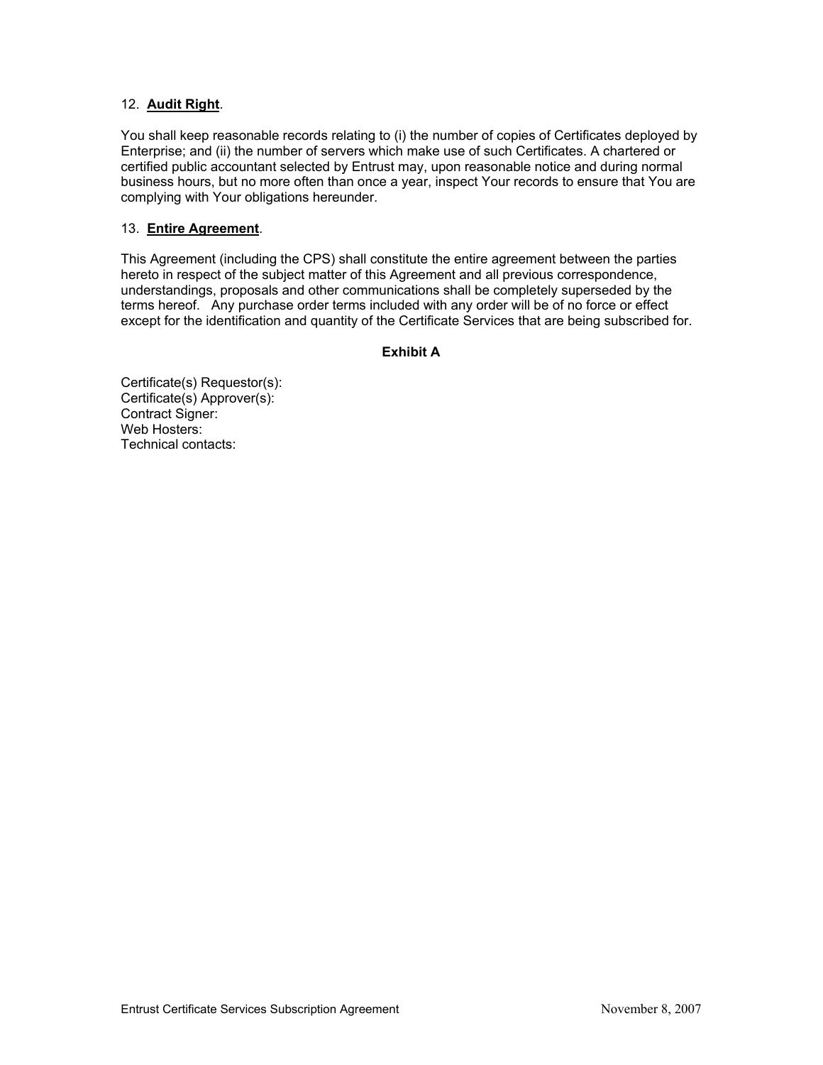12. **Audit Right**.

You shall keep reasonable records relating to (i) the number of copies of Certificates deployed by Enterprise; and (ii) the number of servers which make use of such Certificates. A chartered or certified public accountant selected by Entrust may, upon reasonable notice and during normal business hours, but no more often than once a year, inspect Your records to ensure that You are complying with Your obligations hereunder.

13. **Entire Agreement**.

This Agreement (including the CPS) shall constitute the entire agreement between the parties hereto in respect of the subject matter of this Agreement and all previous correspondence, understandings, proposals and other communications shall be completely superseded by the terms hereof. Any purchase order terms included with any order will be of no force or effect except for the identification and quantity of the Certificate Services that are being subscribed for.

**Exhibit A**

Certificate(s) Requestor(s):
Certificate(s) Approver(s):
Contract Signer:
Web Hosters:
Technical contacts: